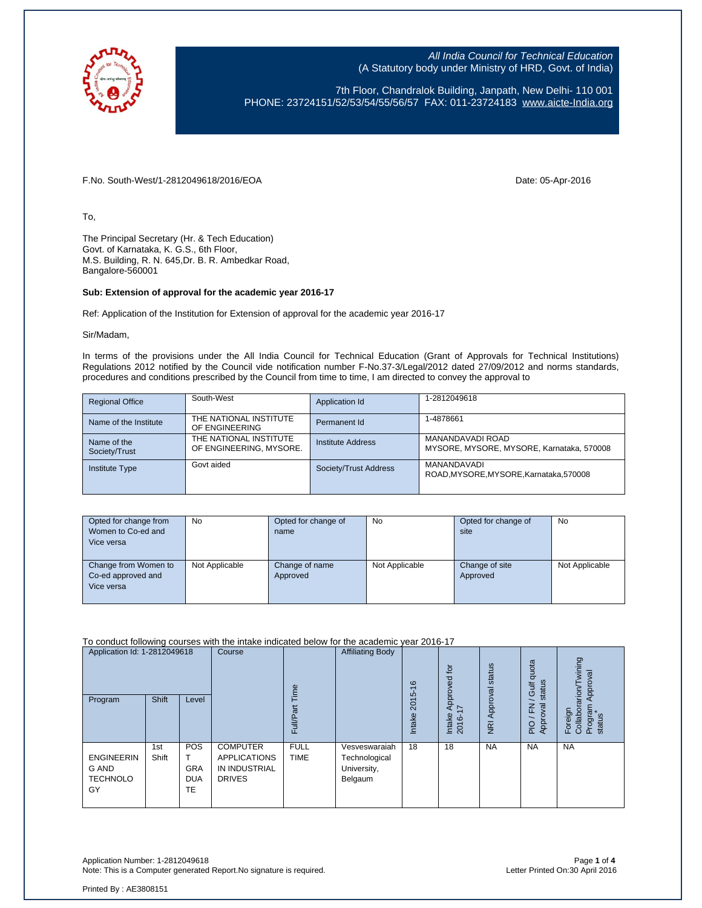*All India Council for Technical Education*
(A Statutory body under Ministry of HRD, Govt. of India)

7th Floor, Chandralok Building, Janpath, New Delhi- 110 001
PHONE: 23724151/52/53/54/55/56/57 FAX: 011-23724183 www.aicte-India.org

F.No. South-West/1-2812049618/2016/EOA

Date: 05-Apr-2016

To,

The Principal Secretary (Hr. & Tech Education)
Govt. of Karnataka, K. G.S., 6th Floor,
M.S. Building, R. N. 645,Dr. B. R. Ambedkar Road,
Bangalore-560001

**Sub: Extension of approval for the academic year 2016-17**

Ref: Application of the Institution for Extension of approval for the academic year 2016-17

Sir/Madam,

In terms of the provisions under the All India Council for Technical Education (Grant of Approvals for Technical Institutions) Regulations 2012 notified by the Council vide notification number F-No.37-3/Legal/2012 dated 27/09/2012 and norms standards, procedures and conditions prescribed by the Council from time to time, I am directed to convey the approval to

| | | | |
|---|---|---|---|
| Regional Office | South-West | Application Id | 1-2812049618 |
| Name of the Institute | THE NATIONAL INSTITUTE OF ENGINEERING | Permanent Id | 1-4878661 |
| Name of the Society/Trust | THE NATIONAL INSTITUTE OF ENGINEERING, MYSORE. | Institute Address | MANANDAVADI ROAD MYSORE, MYSORE, MYSORE, Karnataka, 570008 |
| Institute Type | Govt aided | Society/Trust Address | MANANDAVADI ROAD,MYSORE,MYSORE,Karnataka,570008 |

| | | | | | |
|---|---|---|---|---|---|
| Opted for change from Women to Co-ed and Vice versa | No | Opted for change of name | No | Opted for change of site | No |
| Change from Women to Co-ed approved and Vice versa | Not Applicable | Change of name Approved | Not Applicable | Change of site Approved | Not Applicable |

To conduct following courses with the intake indicated below for the academic year 2016-17

| Application Id: 1-2812049618 | | | Course | Full/Part Time | Affiliating Body | Intake 2015-16 | Intake Approved for 2016-17 | NRI Approval status | PIO / FN / Gulf quota Approval status | Foreign Collaboration/Twining Program Approval status* |
|---|---|---|---|---|---|---|---|---|---|---|
| Program | Shift | Level | | | | | | | | |
| ENGINEERING AND TECHNOLOGY | 1st Shift | POST GRADUATE | COMPUTER APPLICATIONS IN INDUSTRIAL DRIVES | FULL TIME | Vesveswaraiah Technological University, Belgaum | 18 | 18 | NA | NA | NA |

Application Number: 1-2812049618
Note: This is a Computer generated Report.No signature is required.

Letter Printed On:30 April 2016

Printed By : AE3808151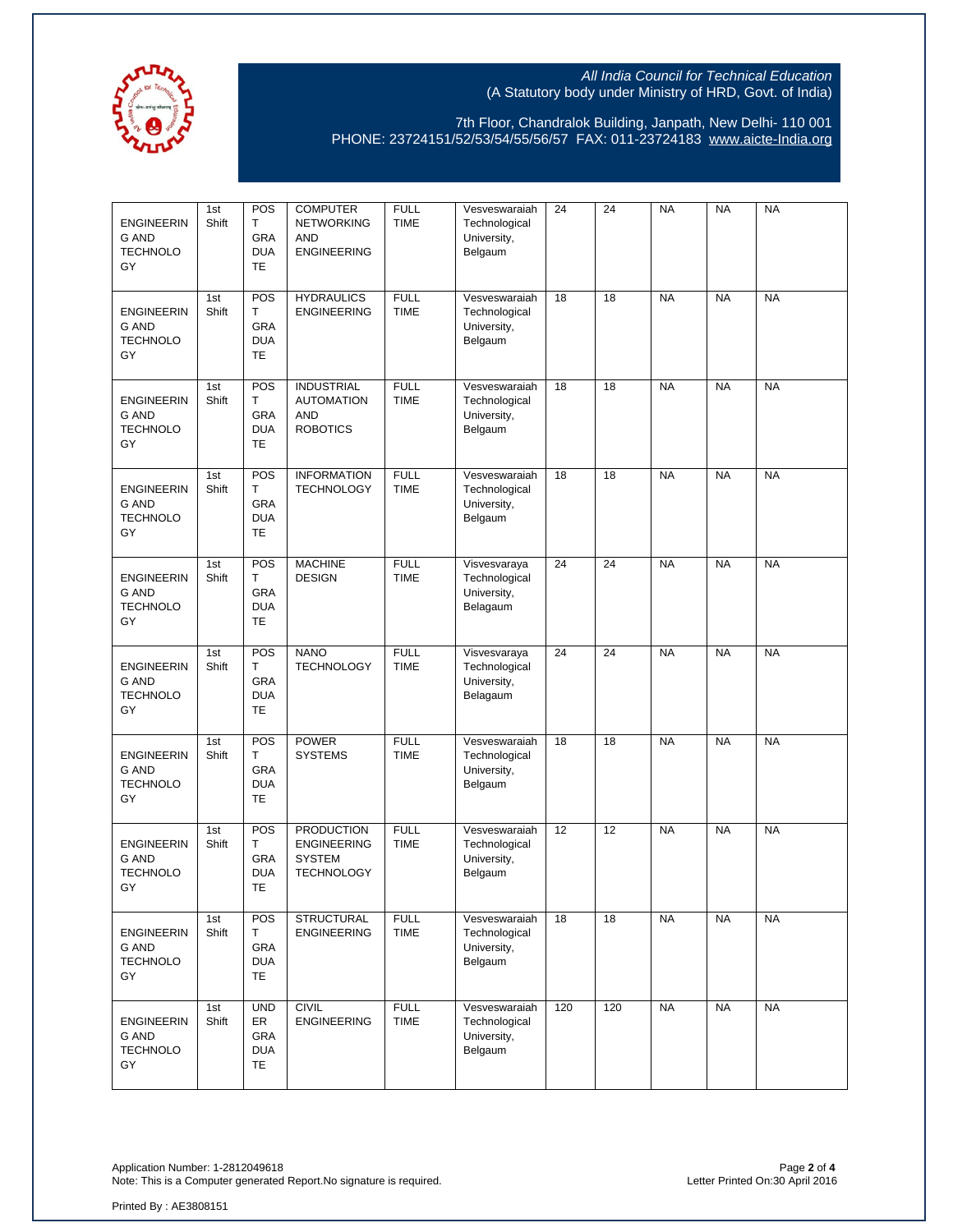All India Council for Technical Education
(A Statutory body under Ministry of HRD, Govt. of India)

7th Floor, Chandralok Building, Janpath, New Delhi- 110 001
PHONE: 23724151/52/53/54/55/56/57 FAX: 011-23724183 www.aicte-India.org

| | | | | | | | | | | |
|---|---|---|---|---|---|---|---|---|---|---|
| ENGINEERING AND TECHNOLOGY | 1st Shift | POST GRADUATE | COMPUTER NETWORKING AND ENGINEERING | FULL TIME | Vesveswaraiah Technological University, Belgaum | 24 | 24 | NA | NA | NA |
| ENGINEERING AND TECHNOLOGY | 1st Shift | POST GRADUATE | HYDRAULICS ENGINEERING | FULL TIME | Vesveswaraiah Technological University, Belgaum | 18 | 18 | NA | NA | NA |
| ENGINEERING AND TECHNOLOGY | 1st Shift | POST GRADUATE | INDUSTRIAL AUTOMATION AND ROBOTICS | FULL TIME | Vesveswaraiah Technological University, Belgaum | 18 | 18 | NA | NA | NA |
| ENGINEERING AND TECHNOLOGY | 1st Shift | POST GRADUATE | INFORMATION TECHNOLOGY | FULL TIME | Vesveswaraiah Technological University, Belgaum | 18 | 18 | NA | NA | NA |
| ENGINEERING AND TECHNOLOGY | 1st Shift | POST GRADUATE | MACHINE DESIGN | FULL TIME | Visvesvaraya Technological University, Belagaum | 24 | 24 | NA | NA | NA |
| ENGINEERING AND TECHNOLOGY | 1st Shift | POST GRADUATE | NANO TECHNOLOGY | FULL TIME | Visvesvaraya Technological University, Belagaum | 24 | 24 | NA | NA | NA |
| ENGINEERING AND TECHNOLOGY | 1st Shift | POST GRADUATE | POWER SYSTEMS | FULL TIME | Vesveswaraiah Technological University, Belgaum | 18 | 18 | NA | NA | NA |
| ENGINEERING AND TECHNOLOGY | 1st Shift | POST GRADUATE | PRODUCTION ENGINEERING SYSTEM TECHNOLOGY | FULL TIME | Vesveswaraiah Technological University, Belgaum | 12 | 12 | NA | NA | NA |
| ENGINEERING AND TECHNOLOGY | 1st Shift | POST GRADUATE | STRUCTURAL ENGINEERING | FULL TIME | Vesveswaraiah Technological University, Belgaum | 18 | 18 | NA | NA | NA |
| ENGINEERING AND TECHNOLOGY | 1st Shift | UNDER GRADUATE | CIVIL ENGINEERING | FULL TIME | Vesveswaraiah Technological University, Belgaum | 120 | 120 | NA | NA | NA |

Application Number: 1-2812049618
Note: This is a Computer generated Report.No signature is required.

Letter Printed On:30 April 2016

Printed By : AE3808151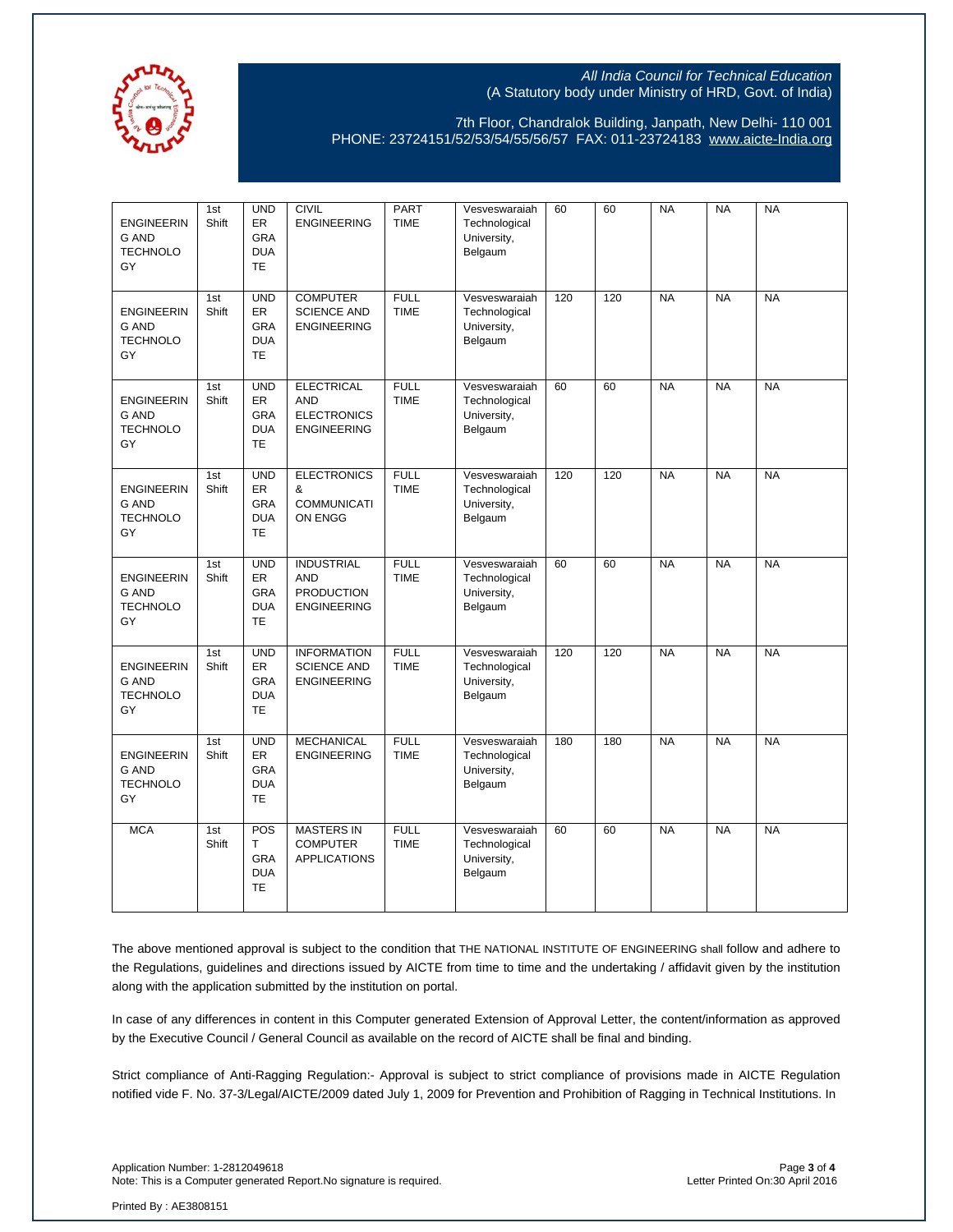All India Council for Technical Education
(A Statutory body under Ministry of HRD, Govt. of India)

7th Floor, Chandralok Building, Janpath, New Delhi- 110 001
PHONE: 23724151/52/53/54/55/56/57 FAX: 011-23724183 www.aicte-India.org

| | | | | | | | | | | |
|---|---|---|---|---|---|---|---|---|---|---|
| ENGINEERING AND TECHNOLOGY | 1st Shift | UNDER GRADUATE | CIVIL ENGINEERING | PART TIME | Vesveswaraiah Technological University, Belgaum | 60 | 60 | NA | NA | NA |
| ENGINEERING AND TECHNOLOGY | 1st Shift | UNDER GRADUATE | COMPUTER SCIENCE AND ENGINEERING | FULL TIME | Vesveswaraiah Technological University, Belgaum | 120 | 120 | NA | NA | NA |
| ENGINEERING AND TECHNOLOGY | 1st Shift | UNDER GRADUATE | ELECTRICAL AND ELECTRONICS ENGINEERING | FULL TIME | Vesveswaraiah Technological University, Belgaum | 60 | 60 | NA | NA | NA |
| ENGINEERING AND TECHNOLOGY | 1st Shift | UNDER GRADUATE | ELECTRONICS & COMMUNICATION ENGG | FULL TIME | Vesveswaraiah Technological University, Belgaum | 120 | 120 | NA | NA | NA |
| ENGINEERING AND TECHNOLOGY | 1st Shift | UNDER GRADUATE | INDUSTRIAL AND PRODUCTION ENGINEERING | FULL TIME | Vesveswaraiah Technological University, Belgaum | 60 | 60 | NA | NA | NA |
| ENGINEERING AND TECHNOLOGY | 1st Shift | UNDER GRADUATE | INFORMATION SCIENCE AND ENGINEERING | FULL TIME | Vesveswaraiah Technological University, Belgaum | 120 | 120 | NA | NA | NA |
| ENGINEERING AND TECHNOLOGY | 1st Shift | UNDER GRADUATE | MECHANICAL ENGINEERING | FULL TIME | Vesveswaraiah Technological University, Belgaum | 180 | 180 | NA | NA | NA |
| MCA | 1st Shift | POST GRADUATE | MASTERS IN COMPUTER APPLICATIONS | FULL TIME | Vesveswaraiah Technological University, Belgaum | 60 | 60 | NA | NA | NA |

The above mentioned approval is subject to the condition that THE NATIONAL INSTITUTE OF ENGINEERING shall follow and adhere to the Regulations, guidelines and directions issued by AICTE from time to time and the undertaking / affidavit given by the institution along with the application submitted by the institution on portal.

In case of any differences in content in this Computer generated Extension of Approval Letter, the content/information as approved by the Executive Council / General Council as available on the record of AICTE shall be final and binding.

Strict compliance of Anti-Ragging Regulation:- Approval is subject to strict compliance of provisions made in AICTE Regulation notified vide F. No. 37-3/Legal/AICTE/2009 dated July 1, 2009 for Prevention and Prohibition of Ragging in Technical Institutions. In

Application Number: 1-2812049618
Note: This is a Computer generated Report.No signature is required.

Letter Printed On:30 April 2016

Printed By : AE3808151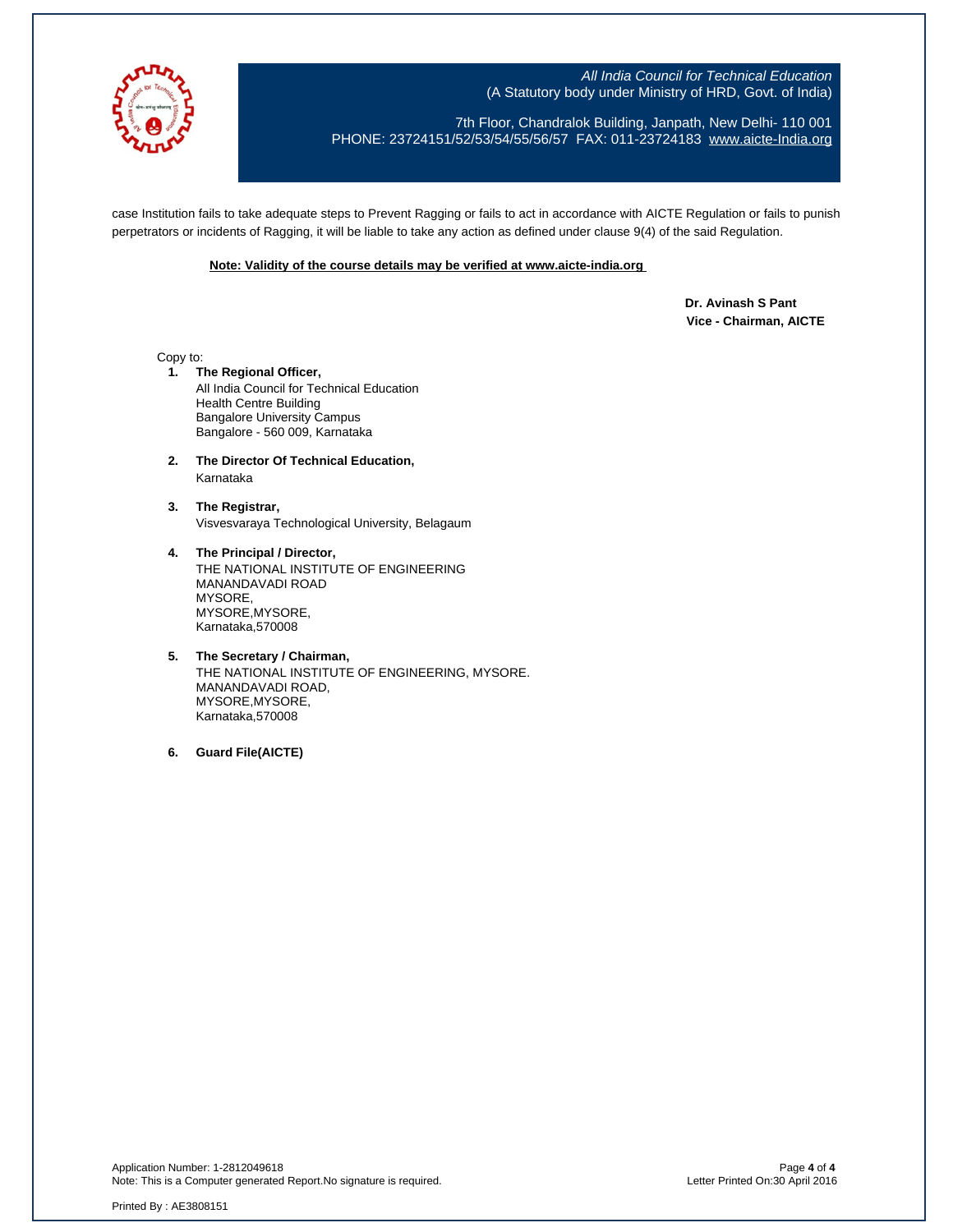case Institution fails to take adequate steps to Prevent Ragging or fails to act in accordance with AICTE Regulation or fails to punish perpetrators or incidents of Ragging, it will be liable to take any action as defined under clause 9(4) of the said Regulation.

**Note: Validity of the course details may be verified at www.aicte-india.org**

**Dr. Avinash S Pant**
**Vice - Chairman, AICTE**

Copy to:

1. **The Regional Officer,**
   All India Council for Technical Education
   Health Centre Building
   Bangalore University Campus
   Bangalore - 560 009, Karnataka

2. **The Director Of Technical Education,**
   Karnataka

3. **The Registrar,**
   Visvesvaraya Technological University, Belagaum

4. **The Principal / Director,**
   THE NATIONAL INSTITUTE OF ENGINEERING
   MANANDAVADI ROAD
   MYSORE,
   MYSORE,MYSORE,
   Karnataka,570008

5. **The Secretary / Chairman,**
   THE NATIONAL INSTITUTE OF ENGINEERING, MYSORE.
   MANANDAVADI ROAD,
   MYSORE,MYSORE,
   Karnataka,570008

6. **Guard File(AICTE)**

Application Number: 1-2812049618
Note: This is a Computer generated Report.No signature is required.

Letter Printed On:30 April 2016

Printed By : AE3808151